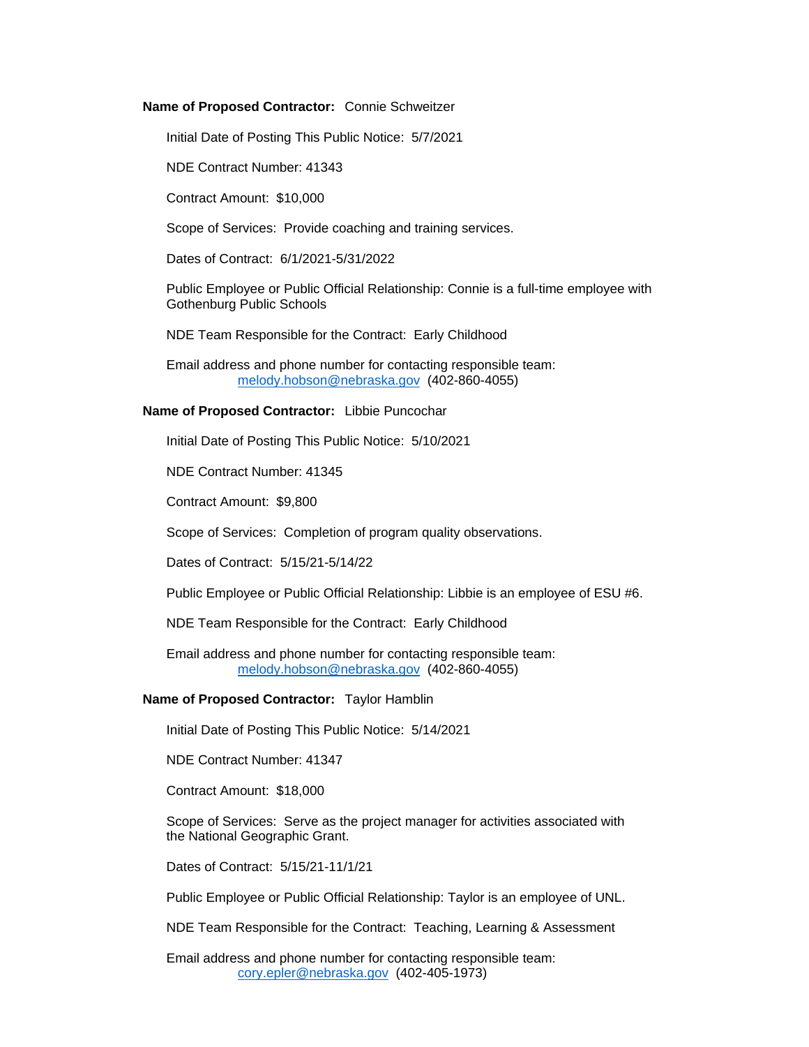**Name of Proposed Contractor:** Connie Schweitzer

Initial Date of Posting This Public Notice: 5/7/2021

NDE Contract Number: 41343

Contract Amount: $10,000

Scope of Services: Provide coaching and training services.

Dates of Contract: 6/1/2021-5/31/2022

Public Employee or Public Official Relationship: Connie is a full-time employee with Gothenburg Public Schools

NDE Team Responsible for the Contract: Early Childhood

Email address and phone number for contacting responsible team:
melody.hobson@nebraska.gov (402-860-4055)

**Name of Proposed Contractor:** Libbie Puncochar

Initial Date of Posting This Public Notice: 5/10/2021

NDE Contract Number: 41345

Contract Amount: $9,800

Scope of Services: Completion of program quality observations.

Dates of Contract: 5/15/21-5/14/22

Public Employee or Public Official Relationship: Libbie is an employee of ESU #6.

NDE Team Responsible for the Contract: Early Childhood

Email address and phone number for contacting responsible team:
melody.hobson@nebraska.gov (402-860-4055)

**Name of Proposed Contractor:** Taylor Hamblin

Initial Date of Posting This Public Notice: 5/14/2021

NDE Contract Number: 41347

Contract Amount: $18,000

Scope of Services: Serve as the project manager for activities associated with the National Geographic Grant.

Dates of Contract: 5/15/21-11/1/21

Public Employee or Public Official Relationship: Taylor is an employee of UNL.

NDE Team Responsible for the Contract: Teaching, Learning & Assessment

Email address and phone number for contacting responsible team:
cory.epler@nebraska.gov (402-405-1973)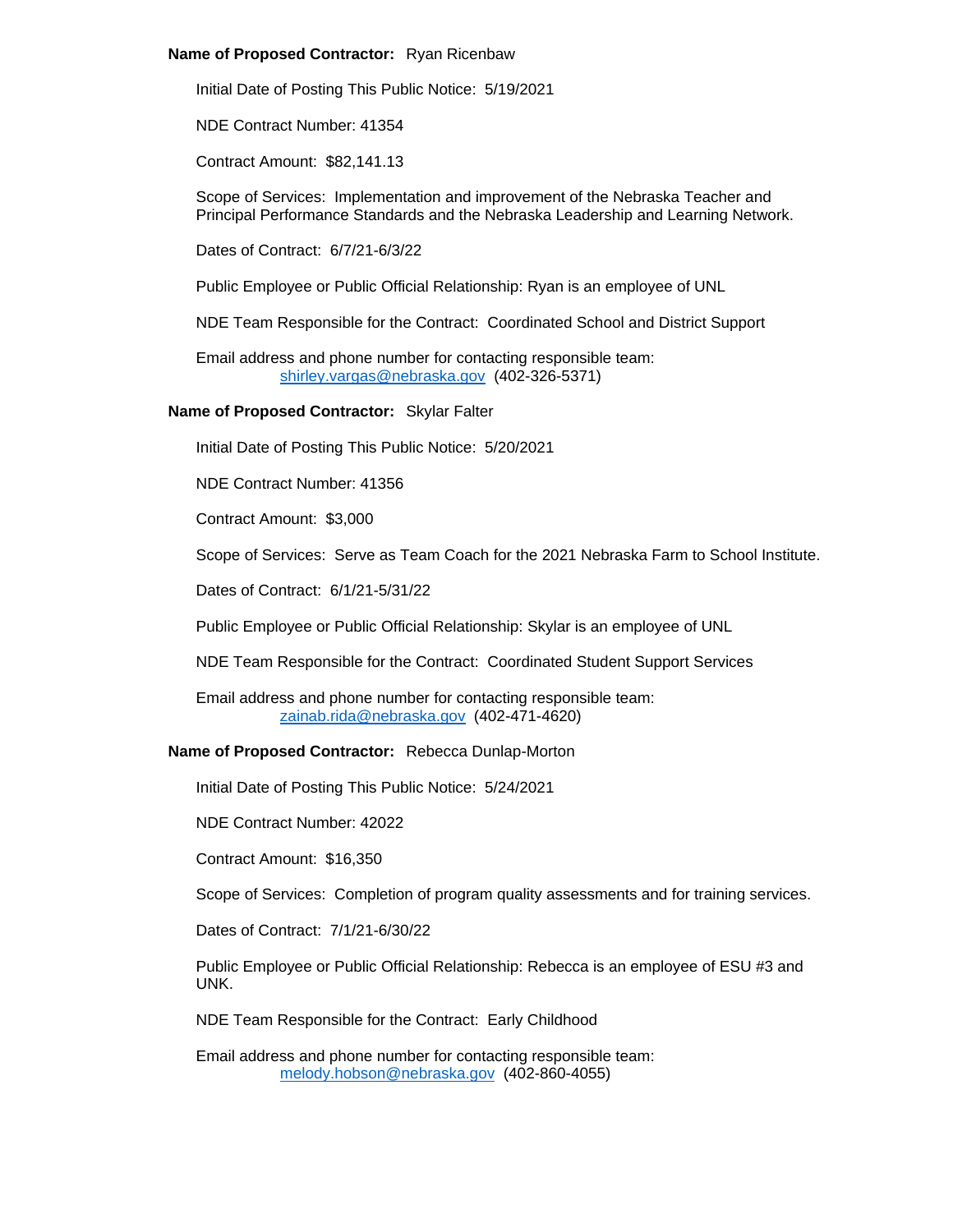**Name of Proposed Contractor:** Ryan Ricenbaw

Initial Date of Posting This Public Notice: 5/19/2021

NDE Contract Number: 41354

Contract Amount: $82,141.13

Scope of Services: Implementation and improvement of the Nebraska Teacher and Principal Performance Standards and the Nebraska Leadership and Learning Network.

Dates of Contract: 6/7/21-6/3/22

Public Employee or Public Official Relationship: Ryan is an employee of UNL

NDE Team Responsible for the Contract: Coordinated School and District Support

Email address and phone number for contacting responsible team:
shirley.vargas@nebraska.gov (402-326-5371)

**Name of Proposed Contractor:** Skylar Falter

Initial Date of Posting This Public Notice: 5/20/2021

NDE Contract Number: 41356

Contract Amount: $3,000

Scope of Services: Serve as Team Coach for the 2021 Nebraska Farm to School Institute.

Dates of Contract: 6/1/21-5/31/22

Public Employee or Public Official Relationship: Skylar is an employee of UNL

NDE Team Responsible for the Contract: Coordinated Student Support Services

Email address and phone number for contacting responsible team:
zainab.rida@nebraska.gov (402-471-4620)

**Name of Proposed Contractor:** Rebecca Dunlap-Morton

Initial Date of Posting This Public Notice: 5/24/2021

NDE Contract Number: 42022

Contract Amount: $16,350

Scope of Services: Completion of program quality assessments and for training services.

Dates of Contract: 7/1/21-6/30/22

Public Employee or Public Official Relationship: Rebecca is an employee of ESU #3 and UNK.

NDE Team Responsible for the Contract: Early Childhood

Email address and phone number for contacting responsible team:
melody.hobson@nebraska.gov (402-860-4055)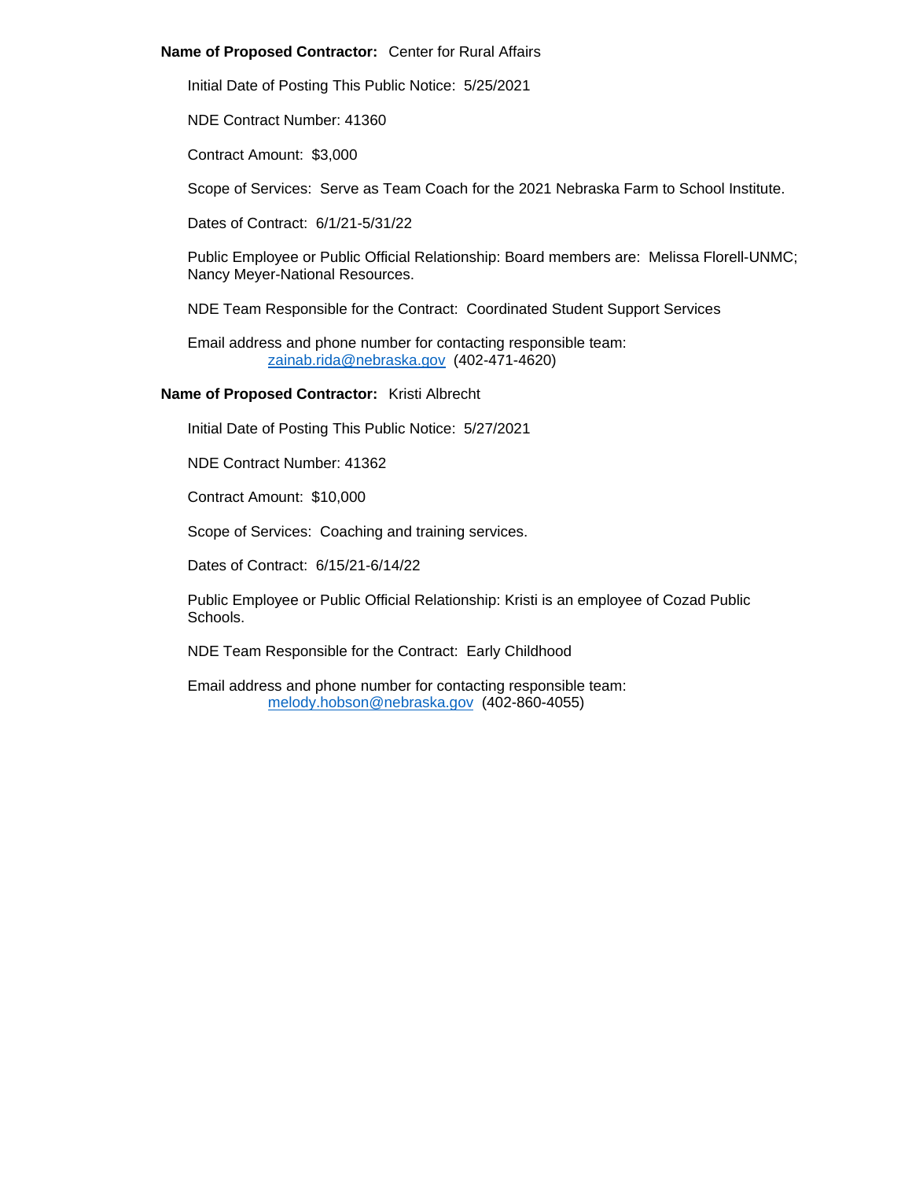**Name of Proposed Contractor:** Center for Rural Affairs

Initial Date of Posting This Public Notice: 5/25/2021

NDE Contract Number: 41360

Contract Amount: $3,000

Scope of Services: Serve as Team Coach for the 2021 Nebraska Farm to School Institute.

Dates of Contract: 6/1/21-5/31/22

Public Employee or Public Official Relationship: Board members are: Melissa Florell-UNMC; Nancy Meyer-National Resources.

NDE Team Responsible for the Contract: Coordinated Student Support Services

Email address and phone number for contacting responsible team:
zainab.rida@nebraska.gov (402-471-4620)

**Name of Proposed Contractor:** Kristi Albrecht

Initial Date of Posting This Public Notice: 5/27/2021

NDE Contract Number: 41362

Contract Amount: $10,000

Scope of Services: Coaching and training services.

Dates of Contract: 6/15/21-6/14/22

Public Employee or Public Official Relationship: Kristi is an employee of Cozad Public Schools.

NDE Team Responsible for the Contract: Early Childhood

Email address and phone number for contacting responsible team:
melody.hobson@nebraska.gov (402-860-4055)